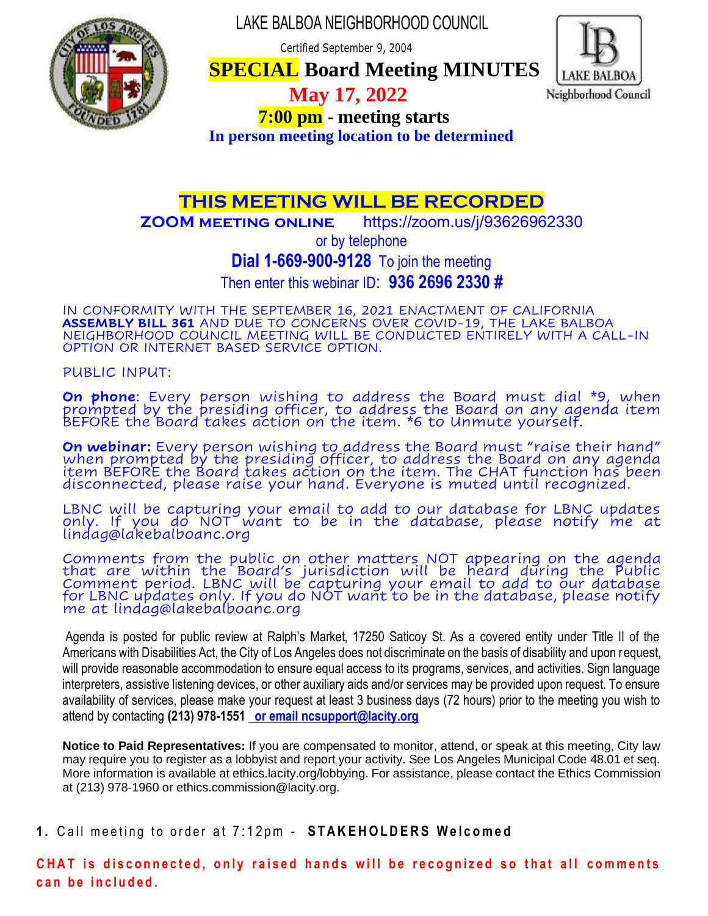# LAKE BALBOA NEIGHBORHOOD COUNCIL

Certified September 9, 2004

## SPECIAL Board Meeting MINUTES

**May 17, 2022**

**7:00 pm - meeting starts**

**In person meeting location to be determined**

LAKE BALBOA Neighborhood Council

## THIS MEETING WILL BE RECORDED

**ZOOM MEETING ONLINE** https://zoom.us/j/93626962330

or by telephone

**Dial 1-669-900-9128** To join the meeting

Then enter this webinar ID: **936 2696 2330 #**

IN CONFORMITY WITH THE SEPTEMBER 16, 2021 ENACTMENT OF CALIFORNIA **ASSEMBLY BILL 361** AND DUE TO CONCERNS OVER COVID-19, THE LAKE BALBOA NEIGHBORHOOD COUNCIL MEETING WILL BE CONDUCTED ENTIRELY WITH A CALL-IN OPTION OR INTERNET BASED SERVICE OPTION.

PUBLIC INPUT:

**On phone**: Every person wishing to address the Board must dial *9, when prompted by the presiding officer, to address the Board on any agenda item BEFORE the Board takes action on the item. *6 to Unmute yourself.

**On webinar:** Every person wishing to address the Board must "raise their hand" when prompted by the presiding officer, to address the Board on any agenda item BEFORE the Board takes action on the item. The CHAT function has been disconnected, please raise your hand. Everyone is muted until recognized.

LBNC will be capturing your email to add to our database for LBNC updates only. If you do NOT want to be in the database, please notify me at lindag@lakebalboanc.org

Comments from the public on other matters NOT appearing on the agenda that are within the Board's jurisdiction will be heard during the Public Comment period. LBNC will be capturing your email to add to our database for LBNC updates only. If you do NOT want to be in the database, please notify me at lindag@lakebalboanc.org

Agenda is posted for public review at Ralph's Market, 17250 Saticoy St. As a covered entity under Title II of the Americans with Disabilities Act, the City of Los Angeles does not discriminate on the basis of disability and upon request, will provide reasonable accommodation to ensure equal access to its programs, services, and activities. Sign language interpreters, assistive listening devices, or other auxiliary aids and/or services may be provided upon request. To ensure availability of services, please make your request at least 3 business days (72 hours) prior to the meeting you wish to attend by contacting **(213) 978-1551** or email ncsupport@lacity.org

**Notice to Paid Representatives:** If you are compensated to monitor, attend, or speak at this meeting, City law may require you to register as a lobbyist and report your activity. See Los Angeles Municipal Code 48.01 et seq. More information is available at ethics.lacity.org/lobbying. For assistance, please contact the Ethics Commission at (213) 978-1960 or ethics.commission@lacity.org.

**1.** Call meeting to order at 7:12pm - **STAKEHOLDERS Welcomed**

**CHAT is disconnected, only raised hands will be recognized so that all comments can be included.**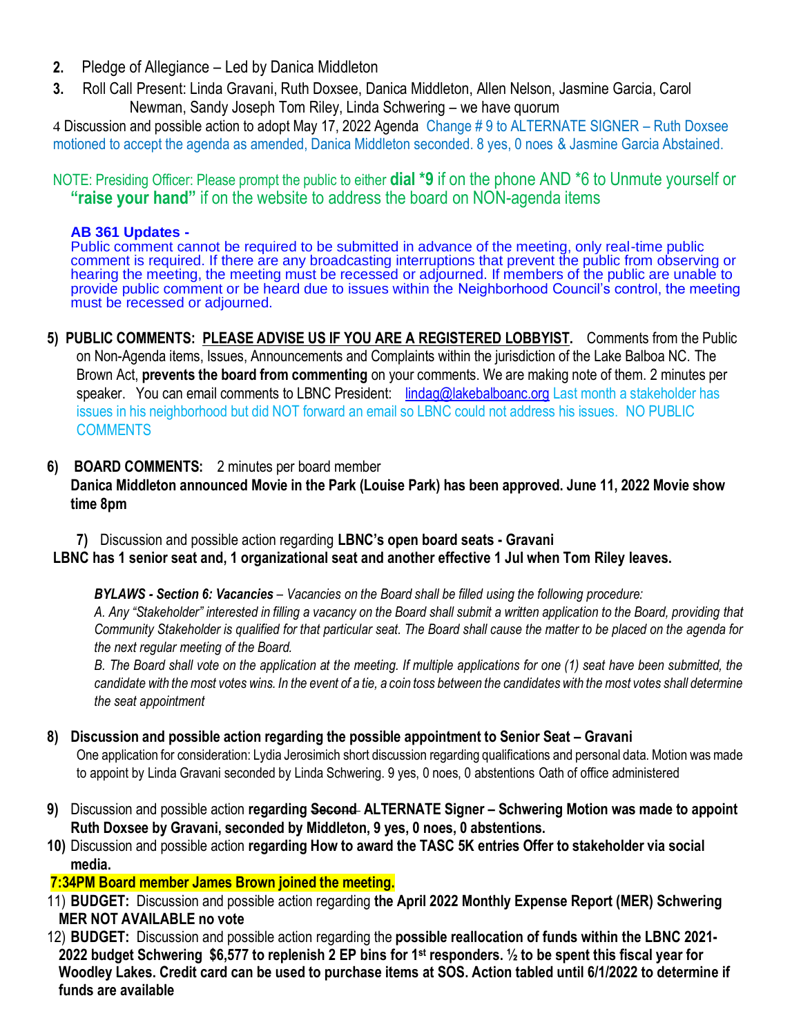2. Pledge of Allegiance – Led by Danica Middleton

3. Roll Call Present: Linda Gravani, Ruth Doxsee, Danica Middleton, Allen Nelson, Jasmine Garcia, Carol Newman, Sandy Joseph Tom Riley, Linda Schwering – we have quorum

4 Discussion and possible action to adopt May 17, 2022 Agenda Change # 9 to ALTERNATE SIGNER – Ruth Doxsee motioned to accept the agenda as amended, Danica Middleton seconded. 8 yes, 0 noes & Jasmine Garcia Abstained.

NOTE: Presiding Officer: Please prompt the public to either **dial *9** if on the phone AND *6 to Unmute yourself or **"raise your hand"** if on the website to address the board on NON-agenda items

**AB 361 Updates -**
Public comment cannot be required to be submitted in advance of the meeting, only real-time public comment is required. If there are any broadcasting interruptions that prevent the public from observing or hearing the meeting, the meeting must be recessed or adjourned. If members of the public are unable to provide public comment or be heard due to issues within the Neighborhood Council's control, the meeting must be recessed or adjourned.

5) **PUBLIC COMMENTS: PLEASE ADVISE US IF YOU ARE A REGISTERED LOBBYIST.** Comments from the Public on Non-Agenda items, Issues, Announcements and Complaints within the jurisdiction of the Lake Balboa NC. The Brown Act, **prevents the board from commenting** on your comments. We are making note of them. 2 minutes per speaker. You can email comments to LBNC President: lindag@lakebalboanc.org Last month a stakeholder has issues in his neighborhood but did NOT forward an email so LBNC could not address his issues. NO PUBLIC COMMENTS

6) **BOARD COMMENTS:** 2 minutes per board member
**Danica Middleton announced Movie in the Park (Louise Park) has been approved. June 11, 2022 Movie show time 8pm**

7) Discussion and possible action regarding **LBNC's open board seats - Gravani**
**LBNC has 1 senior seat and, 1 organizational seat and another effective 1 Jul when Tom Riley leaves.**

> ***BYLAWS - Section 6: Vacancies*** – *Vacancies on the Board shall be filled using the following procedure:*
> *A. Any "Stakeholder" interested in filling a vacancy on the Board shall submit a written application to the Board, providing that Community Stakeholder is qualified for that particular seat. The Board shall cause the matter to be placed on the agenda for the next regular meeting of the Board.*
> *B. The Board shall vote on the application at the meeting. If multiple applications for one (1) seat have been submitted, the candidate with the most votes wins. In the event of a tie, a coin toss between the candidates with the most votes shall determine the seat appointment*

8) **Discussion and possible action regarding the possible appointment to Senior Seat – Gravani**
One application for consideration: Lydia Jerosimich short discussion regarding qualifications and personal data. Motion was made to appoint by Linda Gravani seconded by Linda Schwering. 9 yes, 0 noes, 0 abstentions Oath of office administered

9) Discussion and possible action **regarding ~~Second~~ ALTERNATE Signer – Schwering Motion was made to appoint Ruth Doxsee by Gravani, seconded by Middleton, 9 yes, 0 noes, 0 abstentions.**

10) Discussion and possible action **regarding How to award the TASC 5K entries Offer to stakeholder via social media.**

**7:34PM Board member James Brown joined the meeting.**

11) **BUDGET:** Discussion and possible action regarding **the April 2022 Monthly Expense Report (MER) Schwering MER NOT AVAILABLE no vote**

12) **BUDGET:** Discussion and possible action regarding the **possible reallocation of funds within the LBNC 2021-2022 budget Schwering $6,577 to replenish 2 EP bins for 1st responders. ½ to be spent this fiscal year for Woodley Lakes. Credit card can be used to purchase items at SOS. Action tabled until 6/1/2022 to determine if funds are available**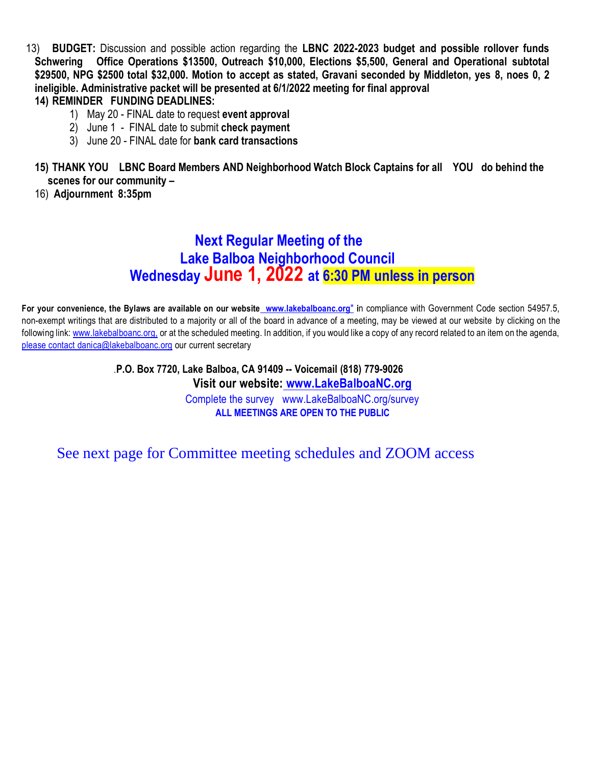13) **BUDGET:** Discussion and possible action regarding the **LBNC 2022-2023 budget and possible rollover funds Schwering Office Operations $13500, Outreach $10,000, Elections $5,500, General and Operational subtotal $29500, NPG $2500 total $32,000. Motion to accept as stated, Gravani seconded by Middleton, yes 8, noes 0, 2 ineligible. Administrative packet will be presented at 6/1/2022 meeting for final approval**

**14) REMINDER FUNDING DEADLINES:**

1) May 20 - FINAL date to request **event approval**
2) June 1 - FINAL date to submit **check payment**
3) June 20 - FINAL date for **bank card transactions**

**15) THANK YOU LBNC Board Members AND Neighborhood Watch Block Captains for all YOU do behind the scenes for our community –**

16) **Adjournment 8:35pm**

## Next Regular Meeting of the Lake Balboa Neighborhood Council
## Wednesday June 1, 2022 at 6:30 PM unless in person

**For your convenience, the Bylaws are available on our website [www.lakebalboanc.org"](www.lakebalboanc.org)** in compliance with Government Code section 54957.5, non-exempt writings that are distributed to a majority or all of the board in advance of a meeting, may be viewed at our website by clicking on the following link: [www.lakebalboanc.org,](www.lakebalboanc.org) or at the scheduled meeting. In addition, if you would like a copy of any record related to an item on the agenda, [please contact danica@lakebalboanc.org](mailto:danica@lakebalboanc.org) our current secretary

**.P.O. Box 7720, Lake Balboa, CA 91409 -- Voicemail (818) 779-9026**

**Visit our website: [www.LakeBalboaNC.org](www.LakeBalboaNC.org)**

Complete the survey www.LakeBalboaNC.org/survey

**ALL MEETINGS ARE OPEN TO THE PUBLIC**

See next page for Committee meeting schedules and ZOOM access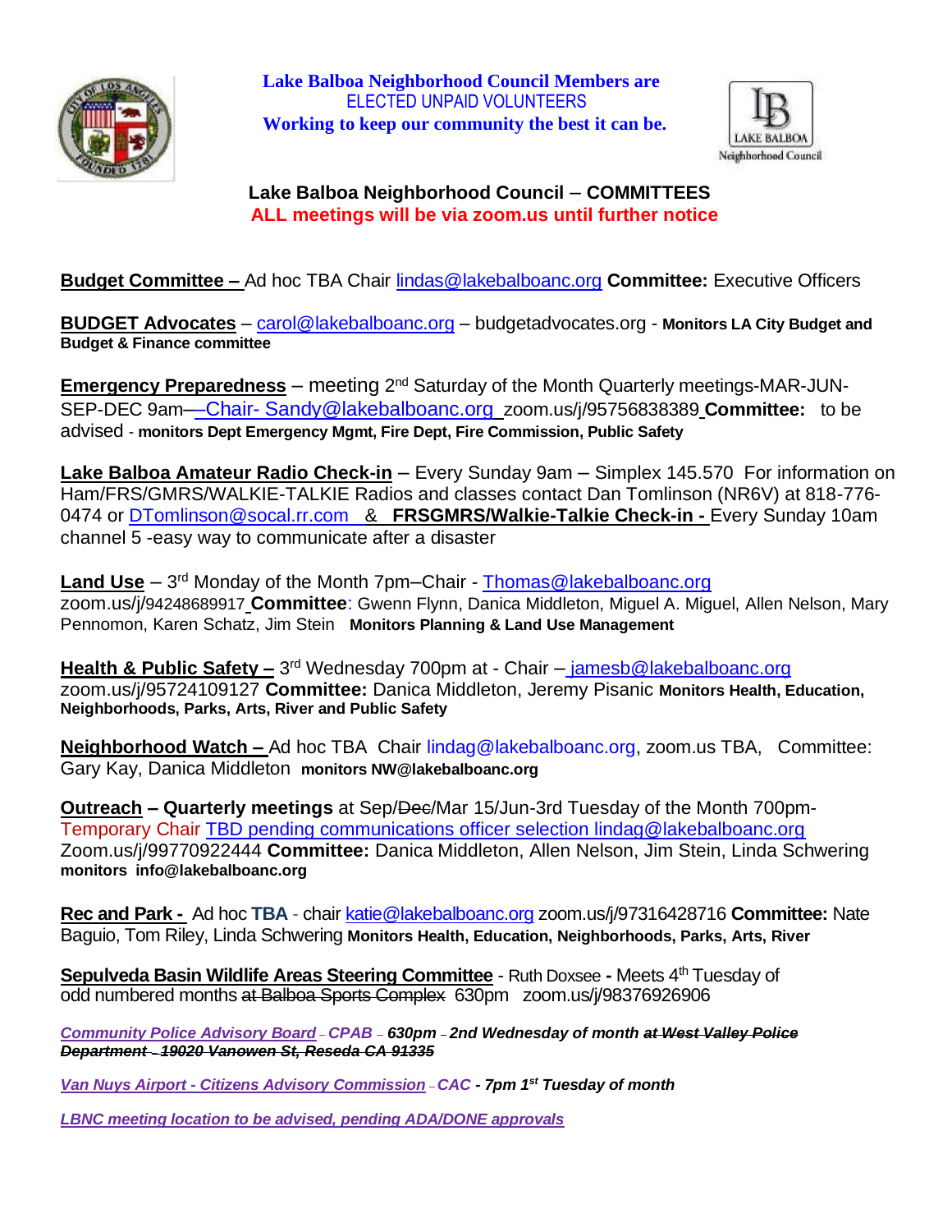**Lake Balboa Neighborhood Council Members are**
ELECTED UNPAID VOLUNTEERS
**Working to keep our community the best it can be.**

## Lake Balboa Neighborhood Council – COMMITTEES

**ALL meetings will be via zoom.us until further notice**

**Budget Committee –** Ad hoc TBA Chair lindas@lakebalboanc.org **Committee:** Executive Officers

**BUDGET Advocates** – carol@lakebalboanc.org – budgetadvocates.org - **Monitors LA City Budget and Budget & Finance committee**

**Emergency Preparedness** – meeting 2nd Saturday of the Month Quarterly meetings-MAR-JUN-SEP-DEC 9am—Chair- Sandy@lakebalboanc.org zoom.us/j/95756838389 **Committee:** to be advised - **monitors Dept Emergency Mgmt, Fire Dept, Fire Commission, Public Safety**

**Lake Balboa Amateur Radio Check-in** – Every Sunday 9am – Simplex 145.570 For information on Ham/FRS/GMRS/WALKIE-TALKIE Radios and classes contact Dan Tomlinson (NR6V) at 818-776-0474 or DTomlinson@socal.rr.com & **FRSGMRS/Walkie-Talkie Check-in -** Every Sunday 10am channel 5 -easy way to communicate after a disaster

**Land Use** – 3rd Monday of the Month 7pm–Chair - Thomas@lakebalboanc.org zoom.us/j/94248689917 **Committee**: Gwenn Flynn, Danica Middleton, Miguel A. Miguel, Allen Nelson, Mary Pennomon, Karen Schatz, Jim Stein **Monitors Planning & Land Use Management**

**Health & Public Safety –** 3rd Wednesday 700pm at - Chair – jamesb@lakebalboanc.org zoom.us/j/95724109127 **Committee:** Danica Middleton, Jeremy Pisanic **Monitors Health, Education, Neighborhoods, Parks, Arts, River and Public Safety**

**Neighborhood Watch –** Ad hoc TBA Chair lindag@lakebalboanc.org, zoom.us TBA, Committee: Gary Kay, Danica Middleton **monitors NW@lakebalboanc.org**

**Outreach – Quarterly meetings** at Sep/~~Dec~~/Mar 15/Jun-3rd Tuesday of the Month 700pm- Temporary Chair TBD pending communications officer selection lindag@lakebalboanc.org Zoom.us/j/99770922444 **Committee:** Danica Middleton, Allen Nelson, Jim Stein, Linda Schwering **monitors info@lakebalboanc.org**

**Rec and Park -** Ad hoc **TBA** - chair katie@lakebalboanc.org zoom.us/j/97316428716 **Committee:** Nate Baguio, Tom Riley, Linda Schwering **Monitors Health, Education, Neighborhoods, Parks, Arts, River**

**Sepulveda Basin Wildlife Areas Steering Committee** - Ruth Doxsee **-** Meets 4th Tuesday of odd numbered months ~~at Balboa Sports Complex~~ 630pm zoom.us/j/98376926906

***Community Police Advisory Board* – CPAB – 630pm – 2nd Wednesday of month ~~at West Valley Police Department – 19020 Vanowen St, Reseda CA 91335~~**

***Van Nuys Airport - Citizens Advisory Commission* – CAC - 7pm 1st Tuesday of month**

***LBNC meeting location to be advised, pending ADA/DONE approvals***